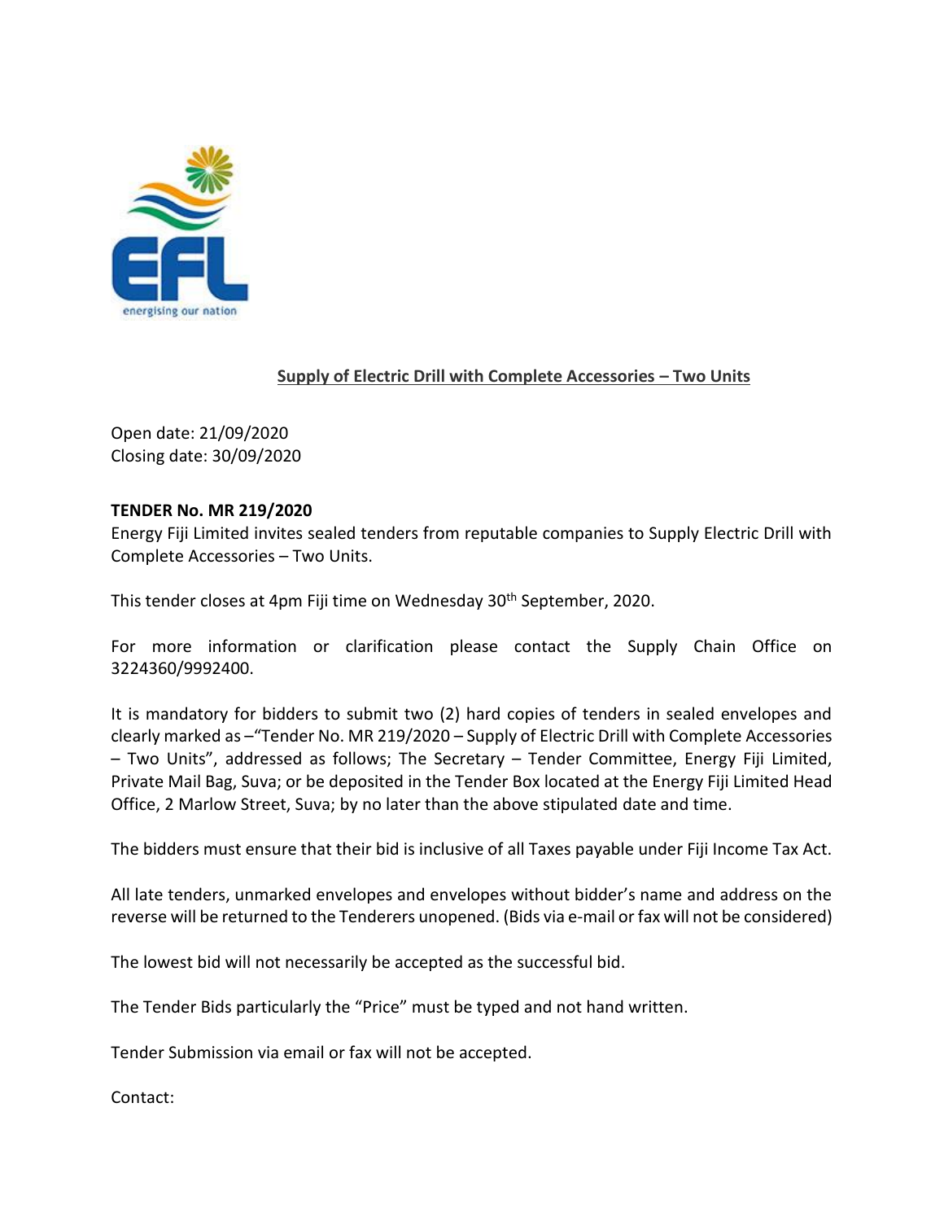**Supply of Electric Drill with Complete Accessories – Two Units**

Open date: 21/09/2020
Closing date: 30/09/2020

**TENDER No. MR 219/2020**

Energy Fiji Limited invites sealed tenders from reputable companies to Supply Electric Drill with Complete Accessories – Two Units.

This tender closes at 4pm Fiji time on Wednesday 30th September, 2020.

For more information or clarification please contact the Supply Chain Office on 3224360/9992400.

It is mandatory for bidders to submit two (2) hard copies of tenders in sealed envelopes and clearly marked as –"Tender No. MR 219/2020 – Supply of Electric Drill with Complete Accessories – Two Units", addressed as follows; The Secretary – Tender Committee, Energy Fiji Limited, Private Mail Bag, Suva; or be deposited in the Tender Box located at the Energy Fiji Limited Head Office, 2 Marlow Street, Suva; by no later than the above stipulated date and time.

The bidders must ensure that their bid is inclusive of all Taxes payable under Fiji Income Tax Act.

All late tenders, unmarked envelopes and envelopes without bidder's name and address on the reverse will be returned to the Tenderers unopened. (Bids via e-mail or fax will not be considered)

The lowest bid will not necessarily be accepted as the successful bid.

The Tender Bids particularly the "Price" must be typed and not hand written.

Tender Submission via email or fax will not be accepted.

Contact: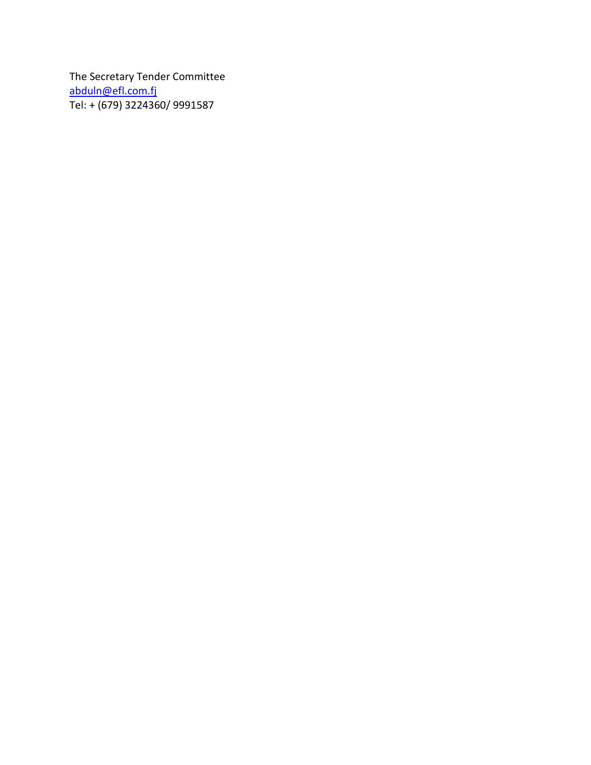The Secretary Tender Committee
abduln@efl.com.fj
Tel: + (679) 3224360/ 9991587